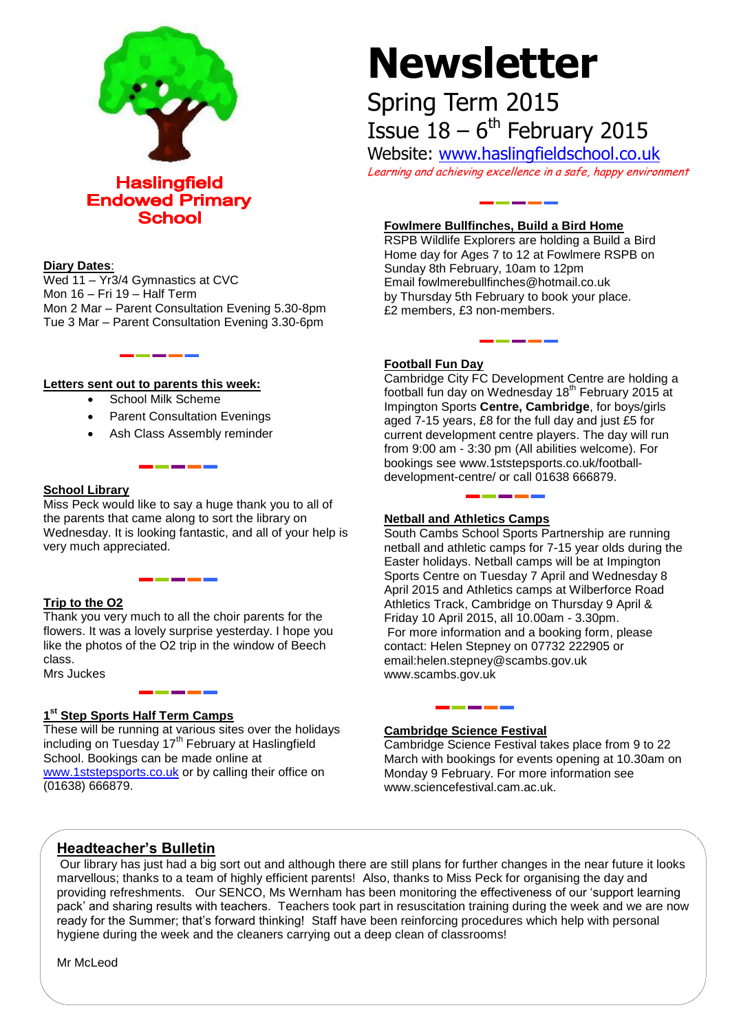# Newsletter

Spring Term 2015

Issue 18 – 6th February 2015

Website: www.haslingfieldschool.co.uk

*Learning and achieving excellence in a safe, happy environment*

**Haslingfield Endowed Primary School**

**Diary Dates**:

Wed 11 – Yr3/4 Gymnastics at CVC
Mon 16 – Fri 19 – Half Term
Mon 2 Mar – Parent Consultation Evening 5.30-8pm
Tue 3 Mar – Parent Consultation Evening 3.30-6pm

**Letters sent out to parents this week:**

- School Milk Scheme
- Parent Consultation Evenings
- Ash Class Assembly reminder

**School Library**

Miss Peck would like to say a huge thank you to all of the parents that came along to sort the library on Wednesday. It is looking fantastic, and all of your help is very much appreciated.

**Trip to the O2**

Thank you very much to all the choir parents for the flowers. It was a lovely surprise yesterday. I hope you like the photos of the O2 trip in the window of Beech class.
Mrs Juckes

**1st Step Sports Half Term Camps**

These will be running at various sites over the holidays including on Tuesday 17th February at Haslingfield School. Bookings can be made online at www.1ststepsports.co.uk or by calling their office on (01638) 666879.

**Fowlmere Bullfinches, Build a Bird Home**

RSPB Wildlife Explorers are holding a Build a Bird Home day for Ages 7 to 12 at Fowlmere RSPB on Sunday 8th February, 10am to 12pm
Email fowlmerebullfinches@hotmail.co.uk
by Thursday 5th February to book your place.
£2 members, £3 non-members.

**Football Fun Day**

Cambridge City FC Development Centre are holding a football fun day on Wednesday 18th February 2015 at Impington Sports **Centre, Cambridge**, for boys/girls aged 7-15 years, £8 for the full day and just £5 for current development centre players. The day will run from 9:00 am - 3:30 pm (All abilities welcome). For bookings see www.1ststepsports.co.uk/football-development-centre/ or call 01638 666879.

**Netball and Athletics Camps**

South Cambs School Sports Partnership are running netball and athletic camps for 7-15 year olds during the Easter holidays. Netball camps will be at Impington Sports Centre on Tuesday 7 April and Wednesday 8 April 2015 and Athletics camps at Wilberforce Road Athletics Track, Cambridge on Thursday 9 April & Friday 10 April 2015, all 10.00am - 3.30pm.
For more information and a booking form, please contact: Helen Stepney on 07732 222905 or email:helen.stepney@scambs.gov.uk
www.scambs.gov.uk

**Cambridge Science Festival**

Cambridge Science Festival takes place from 9 to 22 March with bookings for events opening at 10.30am on Monday 9 February. For more information see www.sciencefestival.cam.ac.uk.

**Headteacher's Bulletin**

Our library has just had a big sort out and although there are still plans for further changes in the near future it looks marvellous; thanks to a team of highly efficient parents! Also, thanks to Miss Peck for organising the day and providing refreshments. Our SENCO, Ms Wernham has been monitoring the effectiveness of our 'support learning pack' and sharing results with teachers. Teachers took part in resuscitation training during the week and we are now ready for the Summer; that's forward thinking! Staff have been reinforcing procedures which help with personal hygiene during the week and the cleaners carrying out a deep clean of classrooms!

Mr McLeod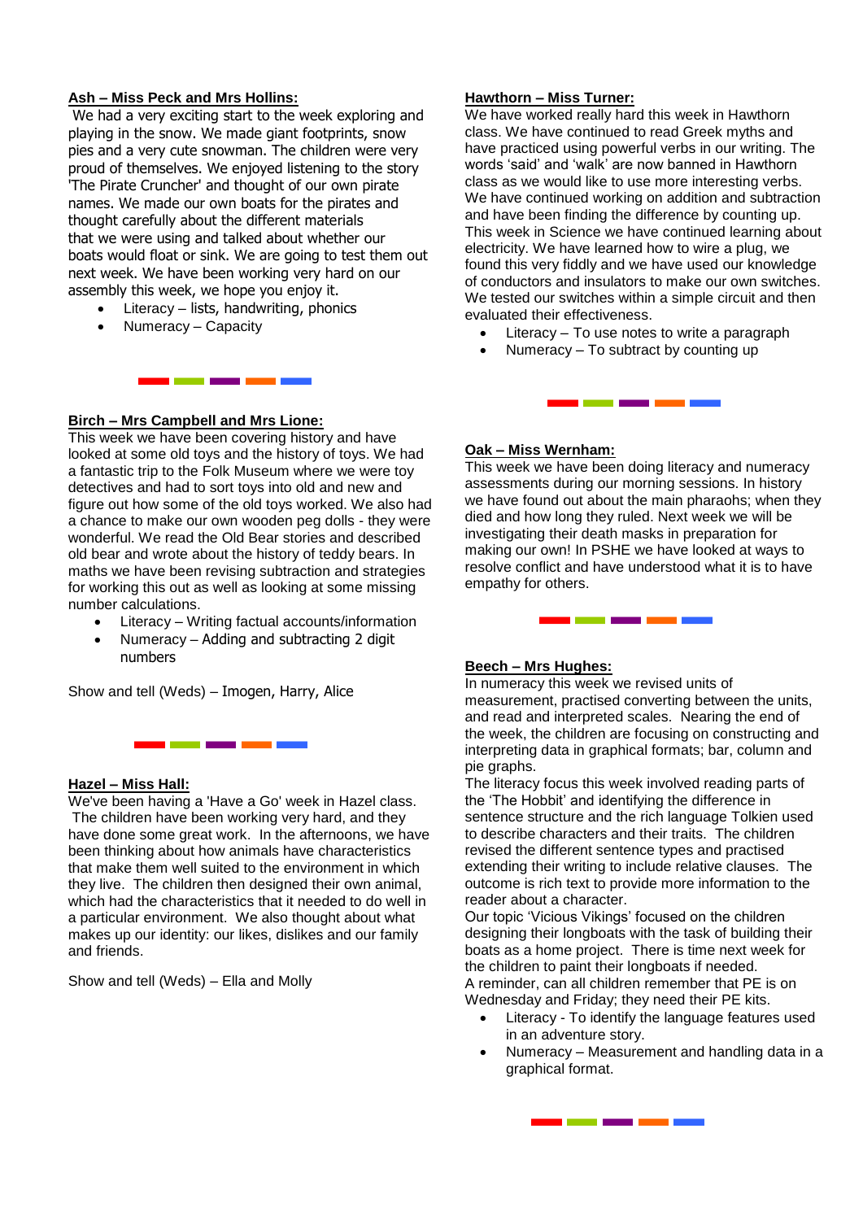**Ash – Miss Peck and Mrs Hollins:**

We had a very exciting start to the week exploring and playing in the snow. We made giant footprints, snow pies and a very cute snowman. The children were very proud of themselves. We enjoyed listening to the story 'The Pirate Cruncher' and thought of our own pirate names. We made our own boats for the pirates and thought carefully about the different materials that we were using and talked about whether our boats would float or sink. We are going to test them out next week. We have been working very hard on our assembly this week, we hope you enjoy it.

- Literacy – lists, handwriting, phonics
- Numeracy – Capacity

**Birch – Mrs Campbell and Mrs Lione:**

This week we have been covering history and have looked at some old toys and the history of toys. We had a fantastic trip to the Folk Museum where we were toy detectives and had to sort toys into old and new and figure out how some of the old toys worked. We also had a chance to make our own wooden peg dolls - they were wonderful. We read the Old Bear stories and described old bear and wrote about the history of teddy bears. In maths we have been revising subtraction and strategies for working this out as well as looking at some missing number calculations.

- Literacy – Writing factual accounts/information
- Numeracy – Adding and subtracting 2 digit numbers

Show and tell (Weds) – Imogen, Harry, Alice

**Hazel – Miss Hall:**

We've been having a 'Have a Go' week in Hazel class. The children have been working very hard, and they have done some great work. In the afternoons, we have been thinking about how animals have characteristics that make them well suited to the environment in which they live. The children then designed their own animal, which had the characteristics that it needed to do well in a particular environment. We also thought about what makes up our identity: our likes, dislikes and our family and friends.

Show and tell (Weds) – Ella and Molly

**Hawthorn – Miss Turner:**

We have worked really hard this week in Hawthorn class. We have continued to read Greek myths and have practiced using powerful verbs in our writing. The words 'said' and 'walk' are now banned in Hawthorn class as we would like to use more interesting verbs. We have continued working on addition and subtraction and have been finding the difference by counting up. This week in Science we have continued learning about electricity. We have learned how to wire a plug, we found this very fiddly and we have used our knowledge of conductors and insulators to make our own switches. We tested our switches within a simple circuit and then evaluated their effectiveness.

- Literacy – To use notes to write a paragraph
- Numeracy – To subtract by counting up

**Oak – Miss Wernham:**

This week we have been doing literacy and numeracy assessments during our morning sessions. In history we have found out about the main pharaohs; when they died and how long they ruled. Next week we will be investigating their death masks in preparation for making our own! In PSHE we have looked at ways to resolve conflict and have understood what it is to have empathy for others.

**Beech – Mrs Hughes:**

In numeracy this week we revised units of measurement, practised converting between the units, and read and interpreted scales. Nearing the end of the week, the children are focusing on constructing and interpreting data in graphical formats; bar, column and pie graphs.

The literacy focus this week involved reading parts of the 'The Hobbit' and identifying the difference in sentence structure and the rich language Tolkien used to describe characters and their traits. The children revised the different sentence types and practised extending their writing to include relative clauses. The outcome is rich text to provide more information to the reader about a character.

Our topic 'Vicious Vikings' focused on the children designing their longboats with the task of building their boats as a home project. There is time next week for the children to paint their longboats if needed.

A reminder, can all children remember that PE is on Wednesday and Friday; they need their PE kits.

- Literacy - To identify the language features used in an adventure story.
- Numeracy – Measurement and handling data in a graphical format.